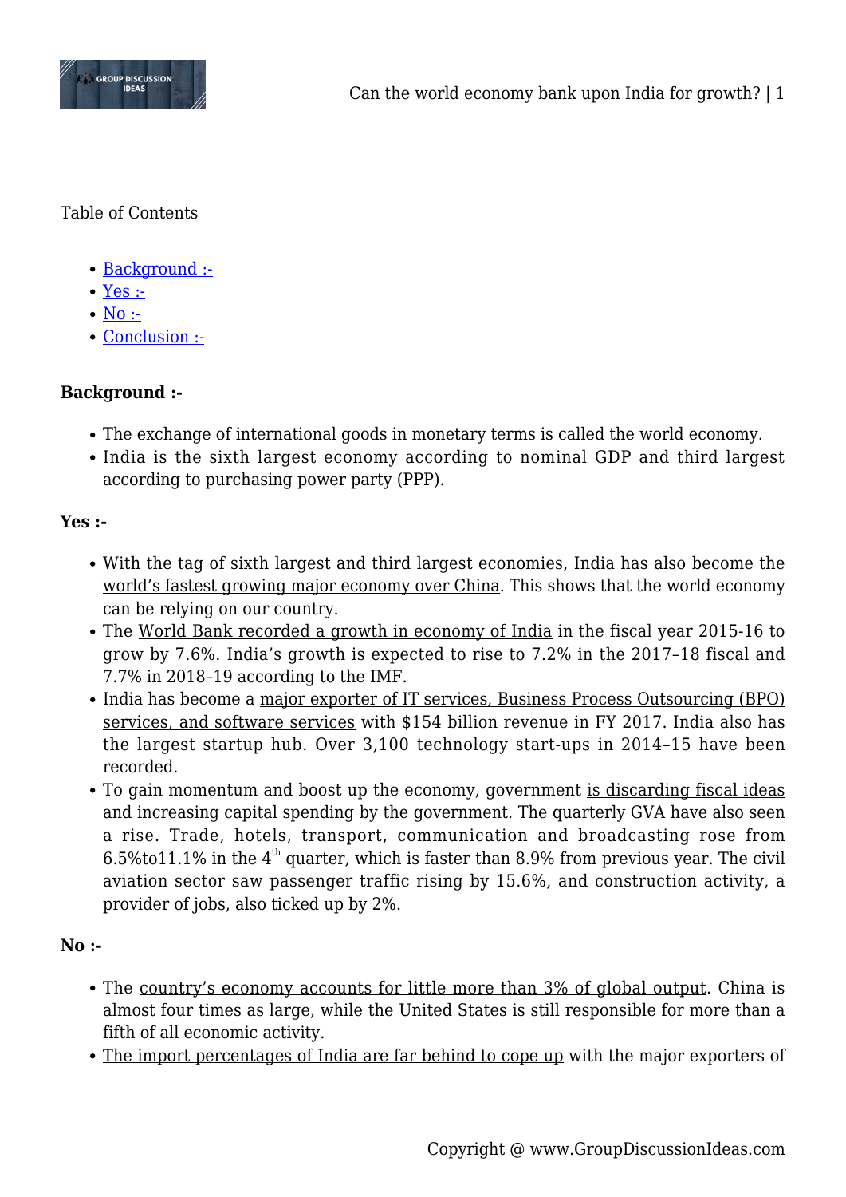Table of Contents

- Background :-
- Yes :-
- No :-
- Conclusion :-

**Background :-**

- The exchange of international goods in monetary terms is called the world economy.
- India is the sixth largest economy according to nominal GDP and third largest according to purchasing power party (PPP).

**Yes :-**

- With the tag of sixth largest and third largest economies, India has also become the world's fastest growing major economy over China. This shows that the world economy can be relying on our country.
- The World Bank recorded a growth in economy of India in the fiscal year 2015-16 to grow by 7.6%. India's growth is expected to rise to 7.2% in the 2017–18 fiscal and 7.7% in 2018–19 according to the IMF.
- India has become a major exporter of IT services, Business Process Outsourcing (BPO) services, and software services with $154 billion revenue in FY 2017. India also has the largest startup hub. Over 3,100 technology start-ups in 2014–15 have been recorded.
- To gain momentum and boost up the economy, government is discarding fiscal ideas and increasing capital spending by the government. The quarterly GVA have also seen a rise. Trade, hotels, transport, communication and broadcasting rose from 6.5%to11.1% in the 4th quarter, which is faster than 8.9% from previous year. The civil aviation sector saw passenger traffic rising by 15.6%, and construction activity, a provider of jobs, also ticked up by 2%.

**No :-**

- The country's economy accounts for little more than 3% of global output. China is almost four times as large, while the United States is still responsible for more than a fifth of all economic activity.
- The import percentages of India are far behind to cope up with the major exporters of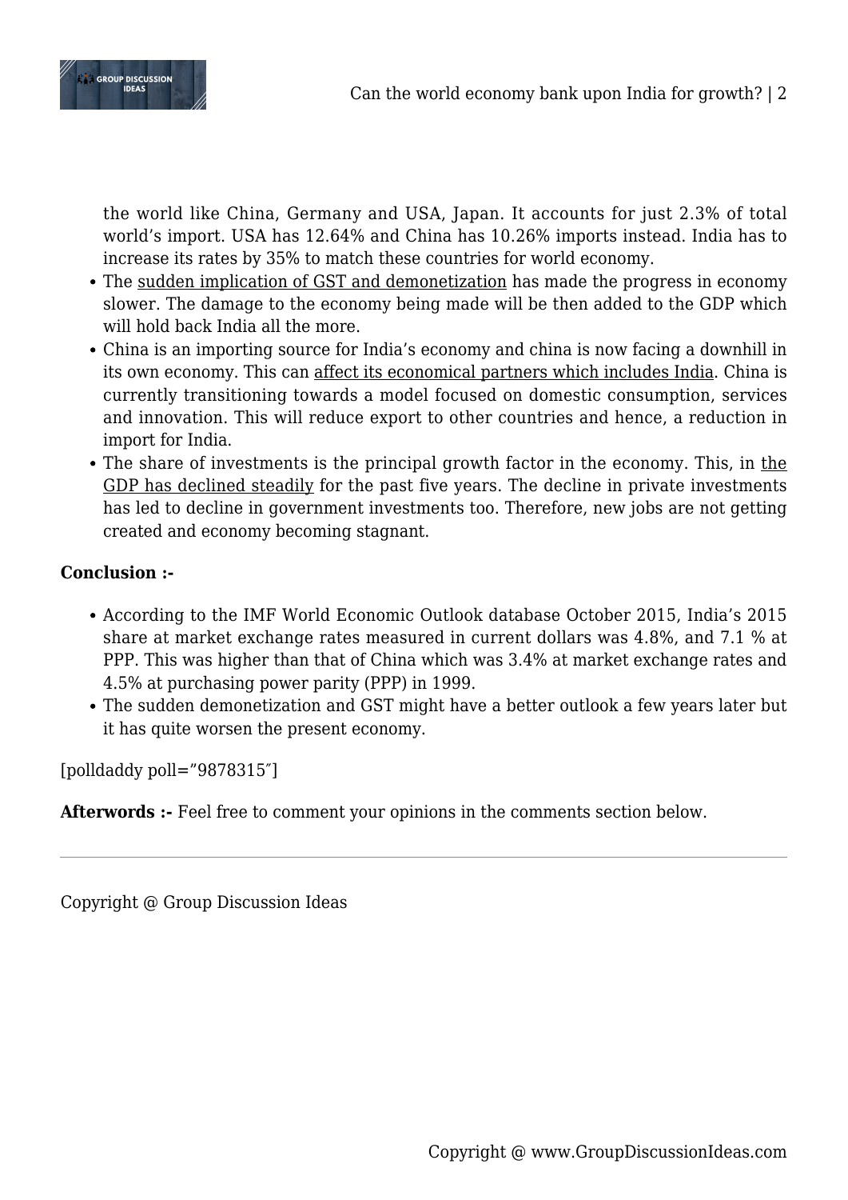the world like China, Germany and USA, Japan. It accounts for just 2.3% of total world's import. USA has 12.64% and China has 10.26% imports instead. India has to increase its rates by 35% to match these countries for world economy.

- The sudden implication of GST and demonetization has made the progress in economy slower. The damage to the economy being made will be then added to the GDP which will hold back India all the more.
- China is an importing source for India's economy and china is now facing a downhill in its own economy. This can affect its economical partners which includes India. China is currently transitioning towards a model focused on domestic consumption, services and innovation. This will reduce export to other countries and hence, a reduction in import for India.
- The share of investments is the principal growth factor in the economy. This, in the GDP has declined steadily for the past five years. The decline in private investments has led to decline in government investments too. Therefore, new jobs are not getting created and economy becoming stagnant.

**Conclusion :-**

- According to the IMF World Economic Outlook database October 2015, India's 2015 share at market exchange rates measured in current dollars was 4.8%, and 7.1 % at PPP. This was higher than that of China which was 3.4% at market exchange rates and 4.5% at purchasing power parity (PPP) in 1999.
- The sudden demonetization and GST might have a better outlook a few years later but it has quite worsen the present economy.

[polldaddy poll="9878315″]

**Afterwords :-** Feel free to comment your opinions in the comments section below.

---

Copyright @ Group Discussion Ideas